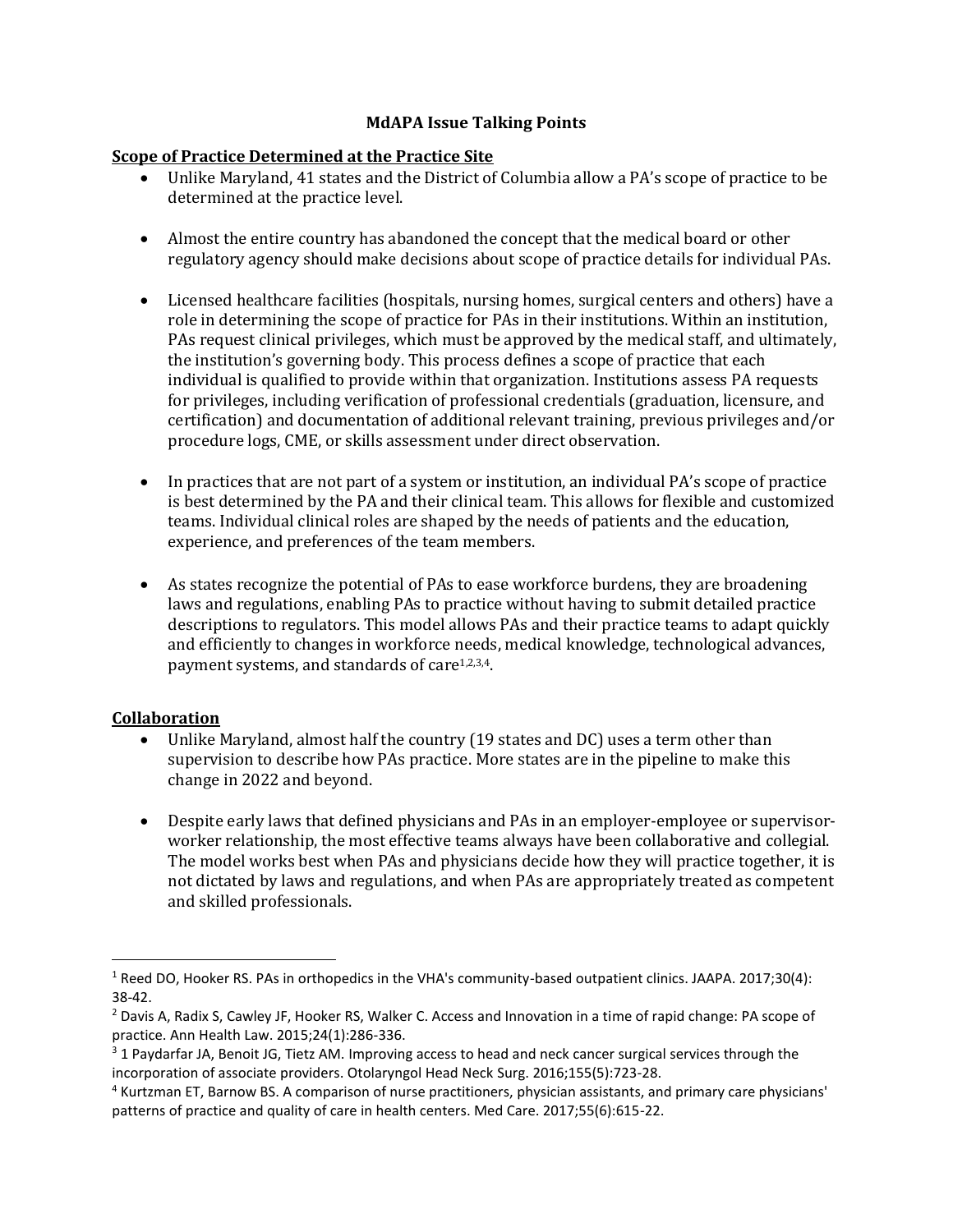# MdAPA Issue Talking Points

## Scope of Practice Determined at the Practice Site

- Unlike Maryland, 41 states and the District of Columbia allow a PA's scope of practice to be determined at the practice level.

- Almost the entire country has abandoned the concept that the medical board or other regulatory agency should make decisions about scope of practice details for individual PAs.

- Licensed healthcare facilities (hospitals, nursing homes, surgical centers and others) have a role in determining the scope of practice for PAs in their institutions. Within an institution, PAs request clinical privileges, which must be approved by the medical staff, and ultimately, the institution's governing body. This process defines a scope of practice that each individual is qualified to provide within that organization. Institutions assess PA requests for privileges, including verification of professional credentials (graduation, licensure, and certification) and documentation of additional relevant training, previous privileges and/or procedure logs, CME, or skills assessment under direct observation.

- In practices that are not part of a system or institution, an individual PA's scope of practice is best determined by the PA and their clinical team. This allows for flexible and customized teams. Individual clinical roles are shaped by the needs of patients and the education, experience, and preferences of the team members.

- As states recognize the potential of PAs to ease workforce burdens, they are broadening laws and regulations, enabling PAs to practice without having to submit detailed practice descriptions to regulators. This model allows PAs and their practice teams to adapt quickly and efficiently to changes in workforce needs, medical knowledge, technological advances, payment systems, and standards of care[1,2,3,4].

## Collaboration

- Unlike Maryland, almost half the country (19 states and DC) uses a term other than supervision to describe how PAs practice. More states are in the pipeline to make this change in 2022 and beyond.

- Despite early laws that defined physicians and PAs in an employer-employee or supervisor-worker relationship, the most effective teams always have been collaborative and collegial. The model works best when PAs and physicians decide how they will practice together, it is not dictated by laws and regulations, and when PAs are appropriately treated as competent and skilled professionals.

---

[1] Reed DO, Hooker RS. PAs in orthopedics in the VHA's community-based outpatient clinics. JAAPA. 2017;30(4): 38-42.

[2] Davis A, Radix S, Cawley JF, Hooker RS, Walker C. Access and Innovation in a time of rapid change: PA scope of practice. Ann Health Law. 2015;24(1):286-336.

[3] 1 Paydarfar JA, Benoit JG, Tietz AM. Improving access to head and neck cancer surgical services through the incorporation of associate providers. Otolaryngol Head Neck Surg. 2016;155(5):723-28.

[4] Kurtzman ET, Barnow BS. A comparison of nurse practitioners, physician assistants, and primary care physicians' patterns of practice and quality of care in health centers. Med Care. 2017;55(6):615-22.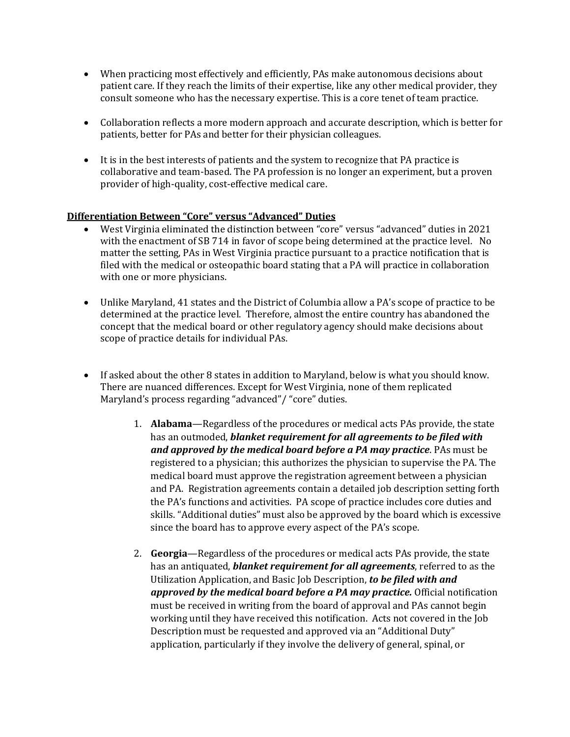- When practicing most effectively and efficiently, PAs make autonomous decisions about patient care. If they reach the limits of their expertise, like any other medical provider, they consult someone who has the necessary expertise. This is a core tenet of team practice.

- Collaboration reflects a more modern approach and accurate description, which is better for patients, better for PAs and better for their physician colleagues.

- It is in the best interests of patients and the system to recognize that PA practice is collaborative and team-based. The PA profession is no longer an experiment, but a proven provider of high-quality, cost-effective medical care.

**Differentiation Between "Core" versus "Advanced" Duties**

- West Virginia eliminated the distinction between "core" versus "advanced" duties in 2021 with the enactment of SB 714 in favor of scope being determined at the practice level. No matter the setting, PAs in West Virginia practice pursuant to a practice notification that is filed with the medical or osteopathic board stating that a PA will practice in collaboration with one or more physicians.

- Unlike Maryland, 41 states and the District of Columbia allow a PA's scope of practice to be determined at the practice level. Therefore, almost the entire country has abandoned the concept that the medical board or other regulatory agency should make decisions about scope of practice details for individual PAs.

- If asked about the other 8 states in addition to Maryland, below is what you should know. There are nuanced differences. Except for West Virginia, none of them replicated Maryland's process regarding "advanced"/ "core" duties.

    1. **Alabama**—Regardless of the procedures or medical acts PAs provide, the state has an outmoded, ***blanket requirement for all agreements to be filed with and approved by the medical board before a PA may practice***. PAs must be registered to a physician; this authorizes the physician to supervise the PA. The medical board must approve the registration agreement between a physician and PA. Registration agreements contain a detailed job description setting forth the PA's functions and activities. PA scope of practice includes core duties and skills. "Additional duties" must also be approved by the board which is excessive since the board has to approve every aspect of the PA's scope.

    2. **Georgia**—Regardless of the procedures or medical acts PAs provide, the state has an antiquated, ***blanket requirement for all agreements***, referred to as the Utilization Application, and Basic Job Description, ***to be filed with and approved by the medical board before a PA may practice.*** Official notification must be received in writing from the board of approval and PAs cannot begin working until they have received this notification. Acts not covered in the Job Description must be requested and approved via an "Additional Duty" application, particularly if they involve the delivery of general, spinal, or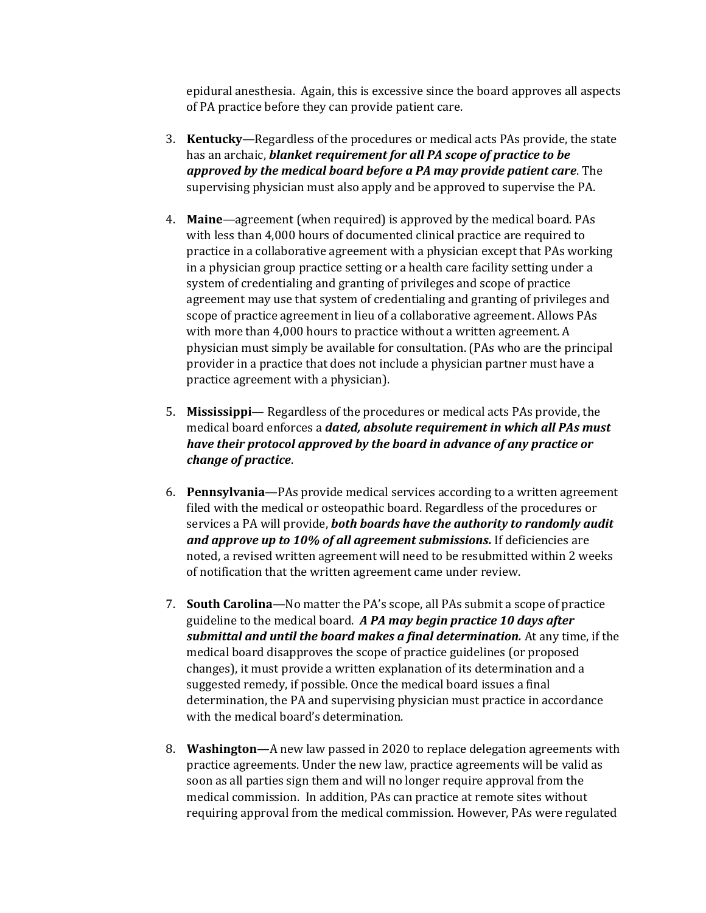epidural anesthesia. Again, this is excessive since the board approves all aspects of PA practice before they can provide patient care.

3. **Kentucky**—Regardless of the procedures or medical acts PAs provide, the state has an archaic, ***blanket requirement for all PA scope of practice to be approved by the medical board before a PA may provide patient care***. The supervising physician must also apply and be approved to supervise the PA.

4. **Maine**—agreement (when required) is approved by the medical board. PAs with less than 4,000 hours of documented clinical practice are required to practice in a collaborative agreement with a physician except that PAs working in a physician group practice setting or a health care facility setting under a system of credentialing and granting of privileges and scope of practice agreement may use that system of credentialing and granting of privileges and scope of practice agreement in lieu of a collaborative agreement. Allows PAs with more than 4,000 hours to practice without a written agreement. A physician must simply be available for consultation. (PAs who are the principal provider in a practice that does not include a physician partner must have a practice agreement with a physician).

5. **Mississippi**— Regardless of the procedures or medical acts PAs provide, the medical board enforces a ***dated, absolute requirement in which all PAs must have their protocol approved by the board in advance of any practice or change of practice***.

6. **Pennsylvania**—PAs provide medical services according to a written agreement filed with the medical or osteopathic board. Regardless of the procedures or services a PA will provide, ***both boards have the authority to randomly audit and approve up to 10% of all agreement submissions.*** If deficiencies are noted, a revised written agreement will need to be resubmitted within 2 weeks of notification that the written agreement came under review.

7. **South Carolina**—No matter the PA's scope, all PAs submit a scope of practice guideline to the medical board. ***A PA may begin practice 10 days after submittal and until the board makes a final determination.*** At any time, if the medical board disapproves the scope of practice guidelines (or proposed changes), it must provide a written explanation of its determination and a suggested remedy, if possible. Once the medical board issues a final determination, the PA and supervising physician must practice in accordance with the medical board's determination.

8. **Washington**—A new law passed in 2020 to replace delegation agreements with practice agreements. Under the new law, practice agreements will be valid as soon as all parties sign them and will no longer require approval from the medical commission. In addition, PAs can practice at remote sites without requiring approval from the medical commission. However, PAs were regulated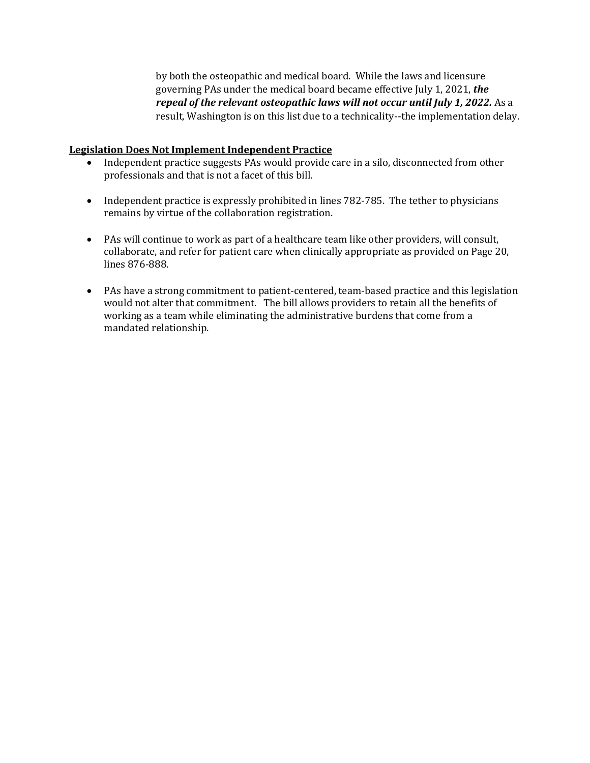by both the osteopathic and medical board. While the laws and licensure governing PAs under the medical board became effective July 1, 2021, ***the repeal of the relevant osteopathic laws will not occur until July 1, 2022.*** As a result, Washington is on this list due to a technicality--the implementation delay.

**<u>Legislation Does Not Implement Independent Practice</u>**

- Independent practice suggests PAs would provide care in a silo, disconnected from other professionals and that is not a facet of this bill.

- Independent practice is expressly prohibited in lines 782-785. The tether to physicians remains by virtue of the collaboration registration.

- PAs will continue to work as part of a healthcare team like other providers, will consult, collaborate, and refer for patient care when clinically appropriate as provided on Page 20, lines 876-888.

- PAs have a strong commitment to patient-centered, team-based practice and this legislation would not alter that commitment. The bill allows providers to retain all the benefits of working as a team while eliminating the administrative burdens that come from a mandated relationship.